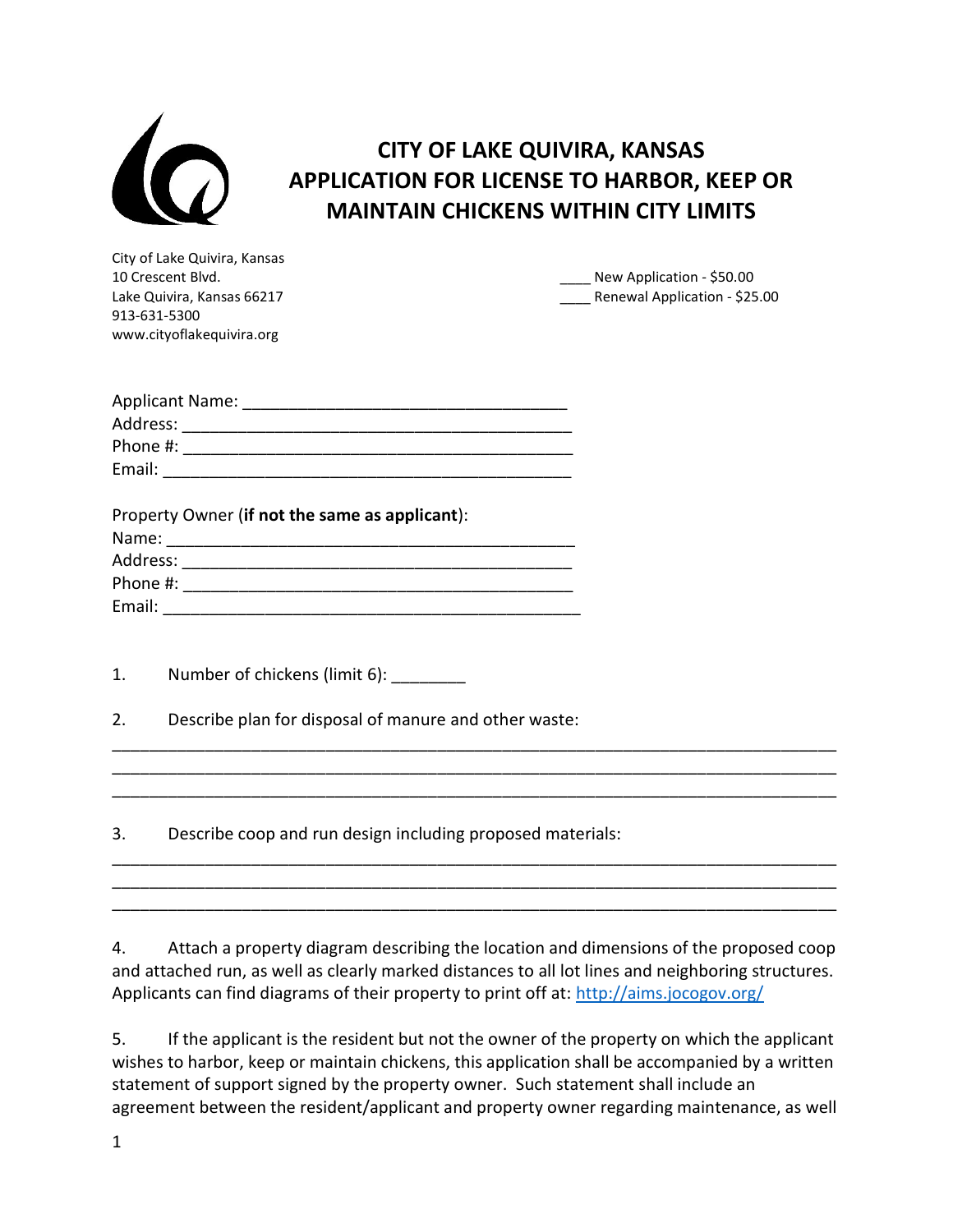# CITY OF LAKE QUIVIRA, KANSAS
# APPLICATION FOR LICENSE TO HARBOR, KEEP OR MAINTAIN CHICKENS WITHIN CITY LIMITS

City of Lake Quivira, Kansas
10 Crescent Blvd.
Lake Quivira, Kansas 66217
913-631-5300
www.cityoflakequivira.org

____ New Application - $50.00
____ Renewal Application - $25.00

Applicant Name: ___________________________________
Address: __________________________________________
Phone #: __________________________________________
Email: ____________________________________________

Property Owner (**if not the same as applicant**):
Name: ____________________________________________
Address: __________________________________________
Phone #: __________________________________________
Email: ____________________________________________

1. Number of chickens (limit 6): ________

2. Describe plan for disposal of manure and other waste:

______________________________________________________________________________
______________________________________________________________________________
______________________________________________________________________________

3. Describe coop and run design including proposed materials:

______________________________________________________________________________
______________________________________________________________________________
______________________________________________________________________________

4. Attach a property diagram describing the location and dimensions of the proposed coop and attached run, as well as clearly marked distances to all lot lines and neighboring structures. Applicants can find diagrams of their property to print off at: [http://aims.jocogov.org/](http://aims.jocogov.org/)

5. If the applicant is the resident but not the owner of the property on which the applicant wishes to harbor, keep or maintain chickens, this application shall be accompanied by a written statement of support signed by the property owner. Such statement shall include an agreement between the resident/applicant and property owner regarding maintenance, as well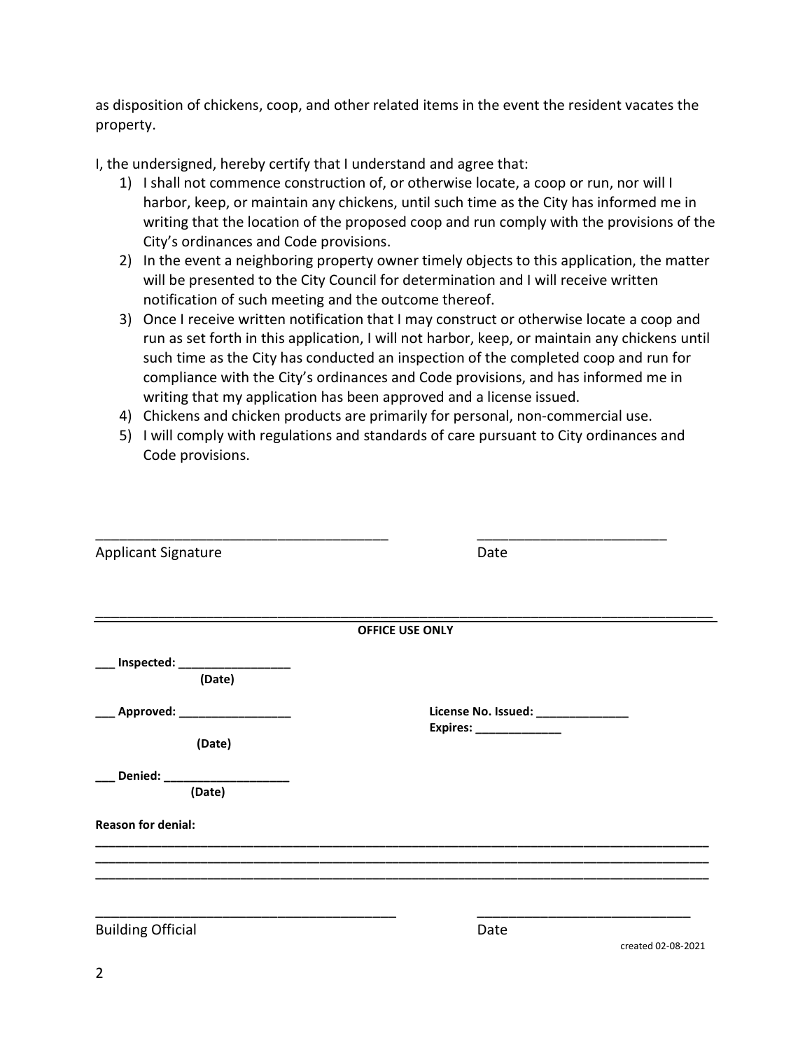as disposition of chickens, coop, and other related items in the event the resident vacates the property.

I, the undersigned, hereby certify that I understand and agree that:

1) I shall not commence construction of, or otherwise locate, a coop or run, nor will I harbor, keep, or maintain any chickens, until such time as the City has informed me in writing that the location of the proposed coop and run comply with the provisions of the City's ordinances and Code provisions.
2) In the event a neighboring property owner timely objects to this application, the matter will be presented to the City Council for determination and I will receive written notification of such meeting and the outcome thereof.
3) Once I receive written notification that I may construct or otherwise locate a coop and run as set forth in this application, I will not harbor, keep, or maintain any chickens until such time as the City has conducted an inspection of the completed coop and run for compliance with the City's ordinances and Code provisions, and has informed me in writing that my application has been approved and a license issued.
4) Chickens and chicken products are primarily for personal, non-commercial use.
5) I will comply with regulations and standards of care pursuant to City ordinances and Code provisions.

_____________________________________ &nbsp;&nbsp;&nbsp;&nbsp; _________________________

Applicant Signature &nbsp;&nbsp;&nbsp;&nbsp; Date

---

**OFFICE USE ONLY**

**___ Inspected: ________________**
**(Date)**

**___ Approved: ________________** &nbsp;&nbsp;&nbsp;&nbsp; **License No. Issued: _____________**
**(Date)** &nbsp;&nbsp;&nbsp;&nbsp; **Expires: _____________**

**___ Denied: __________________**
**(Date)**

**Reason for denial:**

___________________________________________________________________________

___________________________________________________________________________

___________________________________________________________________________

________________________________________ &nbsp;&nbsp;&nbsp;&nbsp; ____________________________

Building Official &nbsp;&nbsp;&nbsp;&nbsp; Date

created 02-08-2021